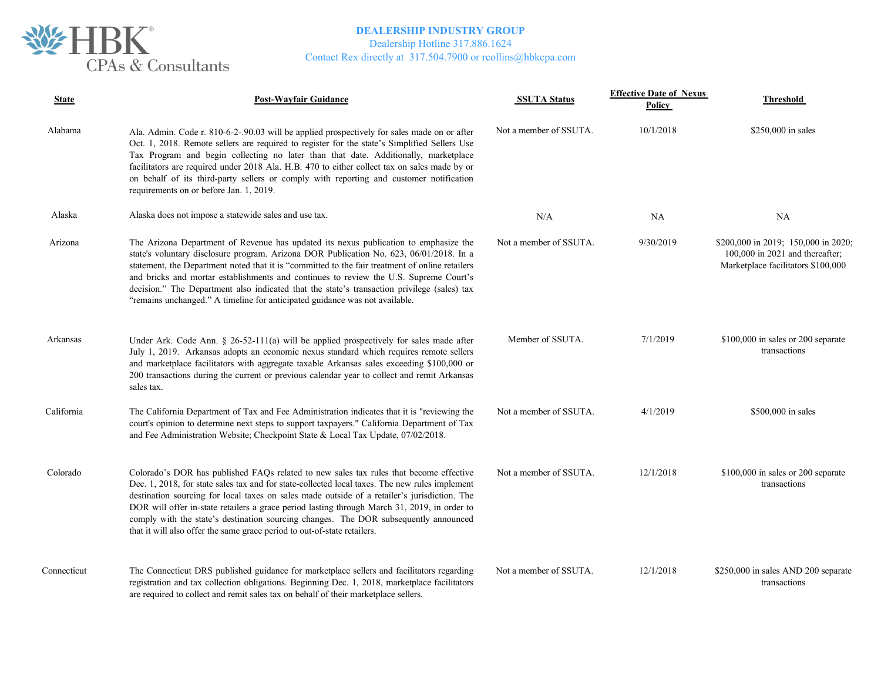**DEALERSHIP INDUSTRY GROUP**
Dealership Hotline 317.886.1624
Contact Rex directly at 317.504.7900 or rcollins@hbkcpa.com

| State | Post-Wayfair Guidance | SSUTA Status | Effective Date of Nexus Policy | Threshold |
|---|---|---|---|---|
| Alabama | Ala. Admin. Code r. 810-6-2-.90.03 will be applied prospectively for sales made on or after Oct. 1, 2018. Remote sellers are required to register for the state's Simplified Sellers Use Tax Program and begin collecting no later than that date. Additionally, marketplace facilitators are required under 2018 Ala. H.B. 470 to either collect tax on sales made by or on behalf of its third-party sellers or comply with reporting and customer notification requirements on or before Jan. 1, 2019. | Not a member of SSUTA. | 10/1/2018 | $250,000 in sales |
| Alaska | Alaska does not impose a statewide sales and use tax. | N/A | NA | NA |
| Arizona | The Arizona Department of Revenue has updated its nexus publication to emphasize the state's voluntary disclosure program. Arizona DOR Publication No. 623, 06/01/2018. In a statement, the Department noted that it is "committed to the fair treatment of online retailers and bricks and mortar establishments and continues to review the U.S. Supreme Court's decision." The Department also indicated that the state's transaction privilege (sales) tax "remains unchanged." A timeline for anticipated guidance was not available. | Not a member of SSUTA. | 9/30/2019 | $200,000 in 2019; 150,000 in 2020; 100,000 in 2021 and thereafter; Marketplace facilitators $100,000 |
| Arkansas | Under Ark. Code Ann. § 26-52-111(a) will be applied prospectively for sales made after July 1, 2019. Arkansas adopts an economic nexus standard which requires remote sellers and marketplace facilitators with aggregate taxable Arkansas sales exceeding $100,000 or 200 transactions during the current or previous calendar year to collect and remit Arkansas sales tax. | Member of SSUTA. | 7/1/2019 | $100,000 in sales or 200 separate transactions |
| California | The California Department of Tax and Fee Administration indicates that it is "reviewing the court's opinion to determine next steps to support taxpayers." California Department of Tax and Fee Administration Website; Checkpoint State & Local Tax Update, 07/02/2018. | Not a member of SSUTA. | 4/1/2019 | $500,000 in sales |
| Colorado | Colorado's DOR has published FAQs related to new sales tax rules that become effective Dec. 1, 2018, for state sales tax and for state-collected local taxes. The new rules implement destination sourcing for local taxes on sales made outside of a retailer's jurisdiction. The DOR will offer in-state retailers a grace period lasting through March 31, 2019, in order to comply with the state's destination sourcing changes. The DOR subsequently announced that it will also offer the same grace period to out-of-state retailers. | Not a member of SSUTA. | 12/1/2018 | $100,000 in sales or 200 separate transactions |
| Connecticut | The Connecticut DRS published guidance for marketplace sellers and facilitators regarding registration and tax collection obligations. Beginning Dec. 1, 2018, marketplace facilitators are required to collect and remit sales tax on behalf of their marketplace sellers. | Not a member of SSUTA. | 12/1/2018 | $250,000 in sales AND 200 separate transactions |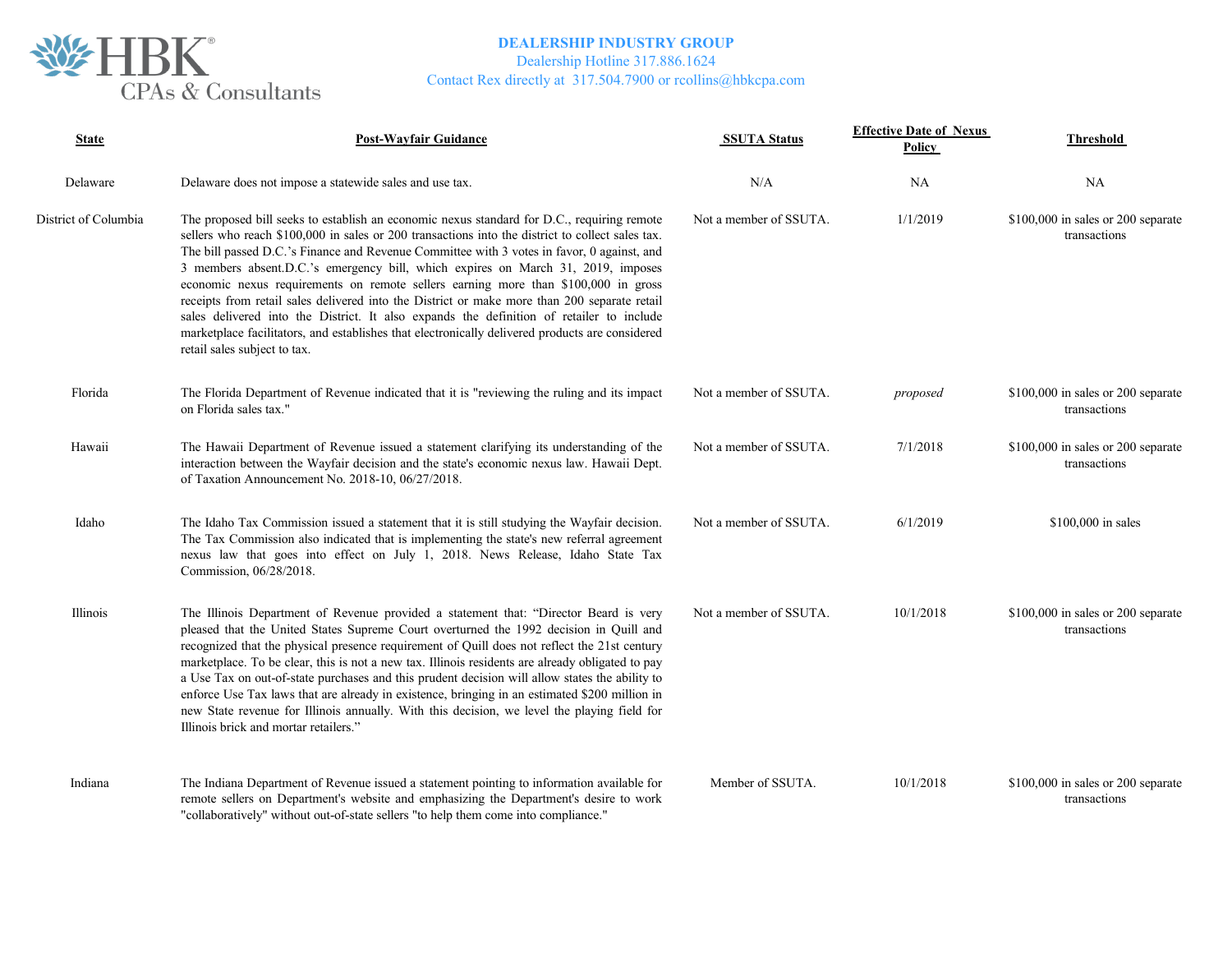**DEALERSHIP INDUSTRY GROUP**
Dealership Hotline 317.886.1624
Contact Rex directly at 317.504.7900 or rcollins@hbkcpa.com

| State | Post-Wayfair Guidance | SSUTA Status | Effective Date of Nexus Policy | Threshold |
|---|---|---|---|---|
| Delaware | Delaware does not impose a statewide sales and use tax. | N/A | NA | NA |
| District of Columbia | The proposed bill seeks to establish an economic nexus standard for D.C., requiring remote sellers who reach $100,000 in sales or 200 transactions into the district to collect sales tax. The bill passed D.C.'s Finance and Revenue Committee with 3 votes in favor, 0 against, and 3 members absent.D.C.'s emergency bill, which expires on March 31, 2019, imposes economic nexus requirements on remote sellers earning more than $100,000 in gross receipts from retail sales delivered into the District or make more than 200 separate retail sales delivered into the District. It also expands the definition of retailer to include marketplace facilitators, and establishes that electronically delivered products are considered retail sales subject to tax. | Not a member of SSUTA. | 1/1/2019 | $100,000 in sales or 200 separate transactions |
| Florida | The Florida Department of Revenue indicated that it is "reviewing the ruling and its impact on Florida sales tax." | Not a member of SSUTA. | *proposed* | $100,000 in sales or 200 separate transactions |
| Hawaii | The Hawaii Department of Revenue issued a statement clarifying its understanding of the interaction between the Wayfair decision and the state's economic nexus law. Hawaii Dept. of Taxation Announcement No. 2018-10, 06/27/2018. | Not a member of SSUTA. | 7/1/2018 | $100,000 in sales or 200 separate transactions |
| Idaho | The Idaho Tax Commission issued a statement that it is still studying the Wayfair decision. The Tax Commission also indicated that is implementing the state's new referral agreement nexus law that goes into effect on July 1, 2018. News Release, Idaho State Tax Commission, 06/28/2018. | Not a member of SSUTA. | 6/1/2019 | $100,000 in sales |
| Illinois | The Illinois Department of Revenue provided a statement that: "Director Beard is very pleased that the United States Supreme Court overturned the 1992 decision in Quill and recognized that the physical presence requirement of Quill does not reflect the 21st century marketplace. To be clear, this is not a new tax. Illinois residents are already obligated to pay a Use Tax on out-of-state purchases and this prudent decision will allow states the ability to enforce Use Tax laws that are already in existence, bringing in an estimated $200 million in new State revenue for Illinois annually. With this decision, we level the playing field for Illinois brick and mortar retailers." | Not a member of SSUTA. | 10/1/2018 | $100,000 in sales or 200 separate transactions |
| Indiana | The Indiana Department of Revenue issued a statement pointing to information available for remote sellers on Department's website and emphasizing the Department's desire to work "collaboratively" without out-of-state sellers "to help them come into compliance." | Member of SSUTA. | 10/1/2018 | $100,000 in sales or 200 separate transactions |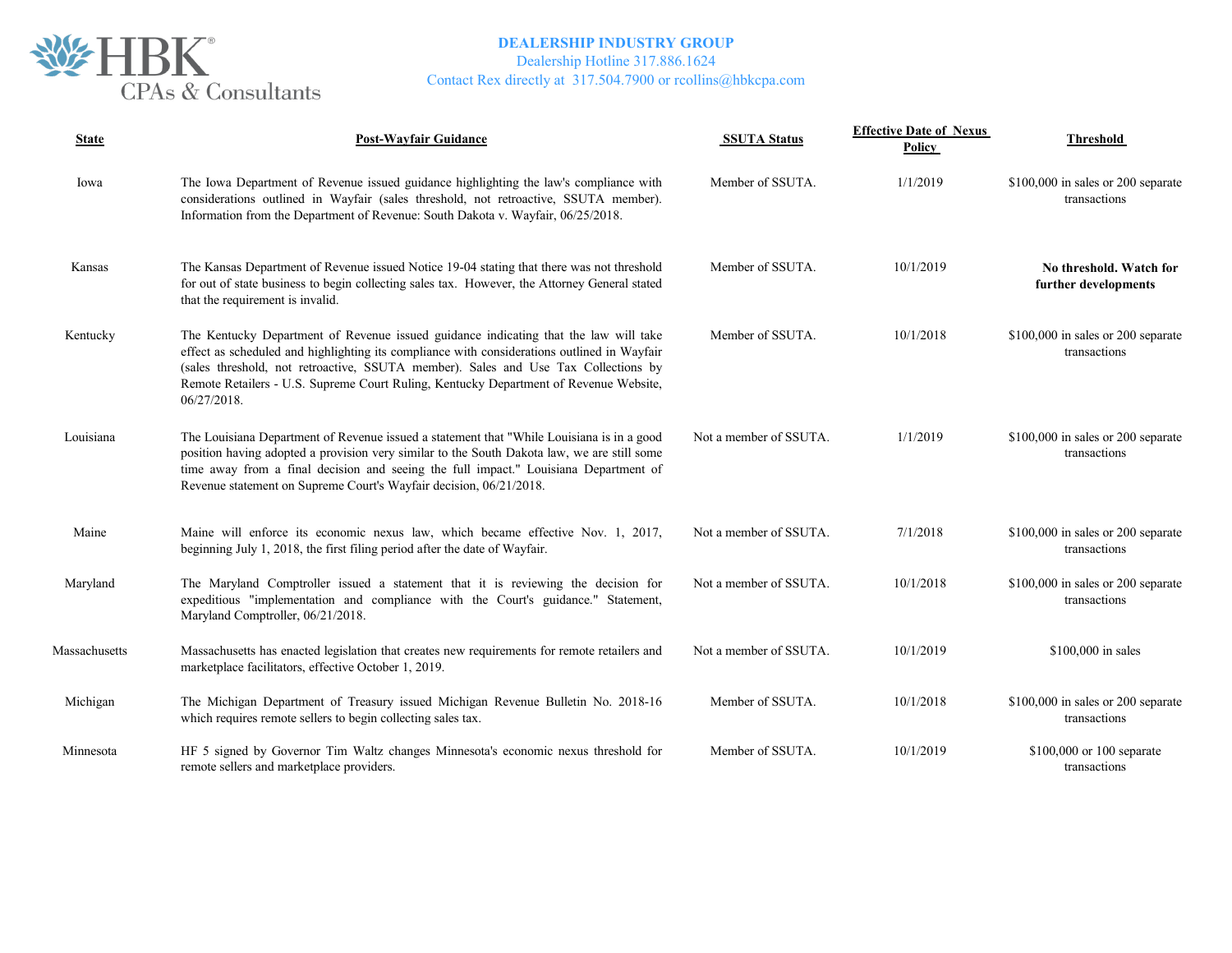DEALERSHIP INDUSTRY GROUP
Dealership Hotline 317.886.1624
Contact Rex directly at 317.504.7900 or rcollins@hbkcpa.com

| State | Post-Wayfair Guidance | SSUTA Status | Effective Date of Nexus Policy | Threshold |
|---|---|---|---|---|
| Iowa | The Iowa Department of Revenue issued guidance highlighting the law's compliance with considerations outlined in Wayfair (sales threshold, not retroactive, SSUTA member). Information from the Department of Revenue: South Dakota v. Wayfair, 06/25/2018. | Member of SSUTA. | 1/1/2019 | $100,000 in sales or 200 separate transactions |
| Kansas | The Kansas Department of Revenue issued Notice 19-04 stating that there was not threshold for out of state business to begin collecting sales tax. However, the Attorney General stated that the requirement is invalid. | Member of SSUTA. | 10/1/2019 | **No threshold. Watch for further developments** |
| Kentucky | The Kentucky Department of Revenue issued guidance indicating that the law will take effect as scheduled and highlighting its compliance with considerations outlined in Wayfair (sales threshold, not retroactive, SSUTA member). Sales and Use Tax Collections by Remote Retailers - U.S. Supreme Court Ruling, Kentucky Department of Revenue Website, 06/27/2018. | Member of SSUTA. | 10/1/2018 | $100,000 in sales or 200 separate transactions |
| Louisiana | The Louisiana Department of Revenue issued a statement that "While Louisiana is in a good position having adopted a provision very similar to the South Dakota law, we are still some time away from a final decision and seeing the full impact." Louisiana Department of Revenue statement on Supreme Court's Wayfair decision, 06/21/2018. | Not a member of SSUTA. | 1/1/2019 | $100,000 in sales or 200 separate transactions |
| Maine | Maine will enforce its economic nexus law, which became effective Nov. 1, 2017, beginning July 1, 2018, the first filing period after the date of Wayfair. | Not a member of SSUTA. | 7/1/2018 | $100,000 in sales or 200 separate transactions |
| Maryland | The Maryland Comptroller issued a statement that it is reviewing the decision for expeditious "implementation and compliance with the Court's guidance." Statement, Maryland Comptroller, 06/21/2018. | Not a member of SSUTA. | 10/1/2018 | $100,000 in sales or 200 separate transactions |
| Massachusetts | Massachusetts has enacted legislation that creates new requirements for remote retailers and marketplace facilitators, effective October 1, 2019. | Not a member of SSUTA. | 10/1/2019 | $100,000 in sales |
| Michigan | The Michigan Department of Treasury issued Michigan Revenue Bulletin No. 2018-16 which requires remote sellers to begin collecting sales tax. | Member of SSUTA. | 10/1/2018 | $100,000 in sales or 200 separate transactions |
| Minnesota | HF 5 signed by Governor Tim Waltz changes Minnesota's economic nexus threshold for remote sellers and marketplace providers. | Member of SSUTA. | 10/1/2019 | $100,000 or 100 separate transactions |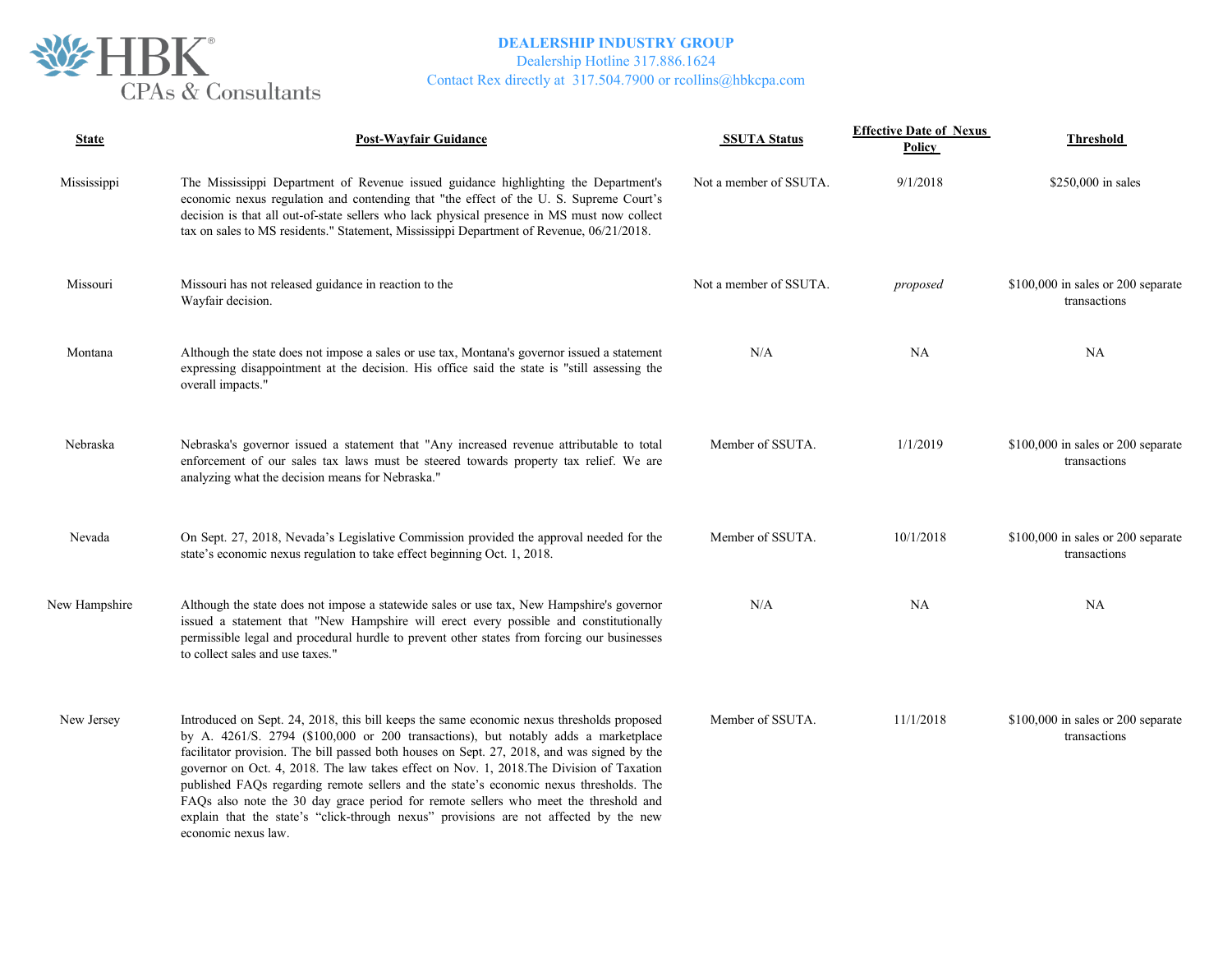**DEALERSHIP INDUSTRY GROUP**
Dealership Hotline 317.886.1624
Contact Rex directly at 317.504.7900 or rcollins@hbkcpa.com

| State | Post-Wayfair Guidance | SSUTA Status | Effective Date of Nexus Policy | Threshold |
|---|---|---|---|---|
| Mississippi | The Mississippi Department of Revenue issued guidance highlighting the Department's economic nexus regulation and contending that "the effect of the U. S. Supreme Court's decision is that all out-of-state sellers who lack physical presence in MS must now collect tax on sales to MS residents." Statement, Mississippi Department of Revenue, 06/21/2018. | Not a member of SSUTA. | 9/1/2018 | $250,000 in sales |
| Missouri | Missouri has not released guidance in reaction to the Wayfair decision. | Not a member of SSUTA. | *proposed* | $100,000 in sales or 200 separate transactions |
| Montana | Although the state does not impose a sales or use tax, Montana's governor issued a statement expressing disappointment at the decision. His office said the state is "still assessing the overall impacts." | N/A | NA | NA |
| Nebraska | Nebraska's governor issued a statement that "Any increased revenue attributable to total enforcement of our sales tax laws must be steered towards property tax relief. We are analyzing what the decision means for Nebraska." | Member of SSUTA. | 1/1/2019 | $100,000 in sales or 200 separate transactions |
| Nevada | On Sept. 27, 2018, Nevada's Legislative Commission provided the approval needed for the state's economic nexus regulation to take effect beginning Oct. 1, 2018. | Member of SSUTA. | 10/1/2018 | $100,000 in sales or 200 separate transactions |
| New Hampshire | Although the state does not impose a statewide sales or use tax, New Hampshire's governor issued a statement that "New Hampshire will erect every possible and constitutionally permissible legal and procedural hurdle to prevent other states from forcing our businesses to collect sales and use taxes." | N/A | NA | NA |
| New Jersey | Introduced on Sept. 24, 2018, this bill keeps the same economic nexus thresholds proposed by A. 4261/S. 2794 ($100,000 or 200 transactions), but notably adds a marketplace facilitator provision. The bill passed both houses on Sept. 27, 2018, and was signed by the governor on Oct. 4, 2018. The law takes effect on Nov. 1, 2018.The Division of Taxation published FAQs regarding remote sellers and the state's economic nexus thresholds. The FAQs also note the 30 day grace period for remote sellers who meet the threshold and explain that the state's "click-through nexus" provisions are not affected by the new economic nexus law. | Member of SSUTA. | 11/1/2018 | $100,000 in sales or 200 separate transactions |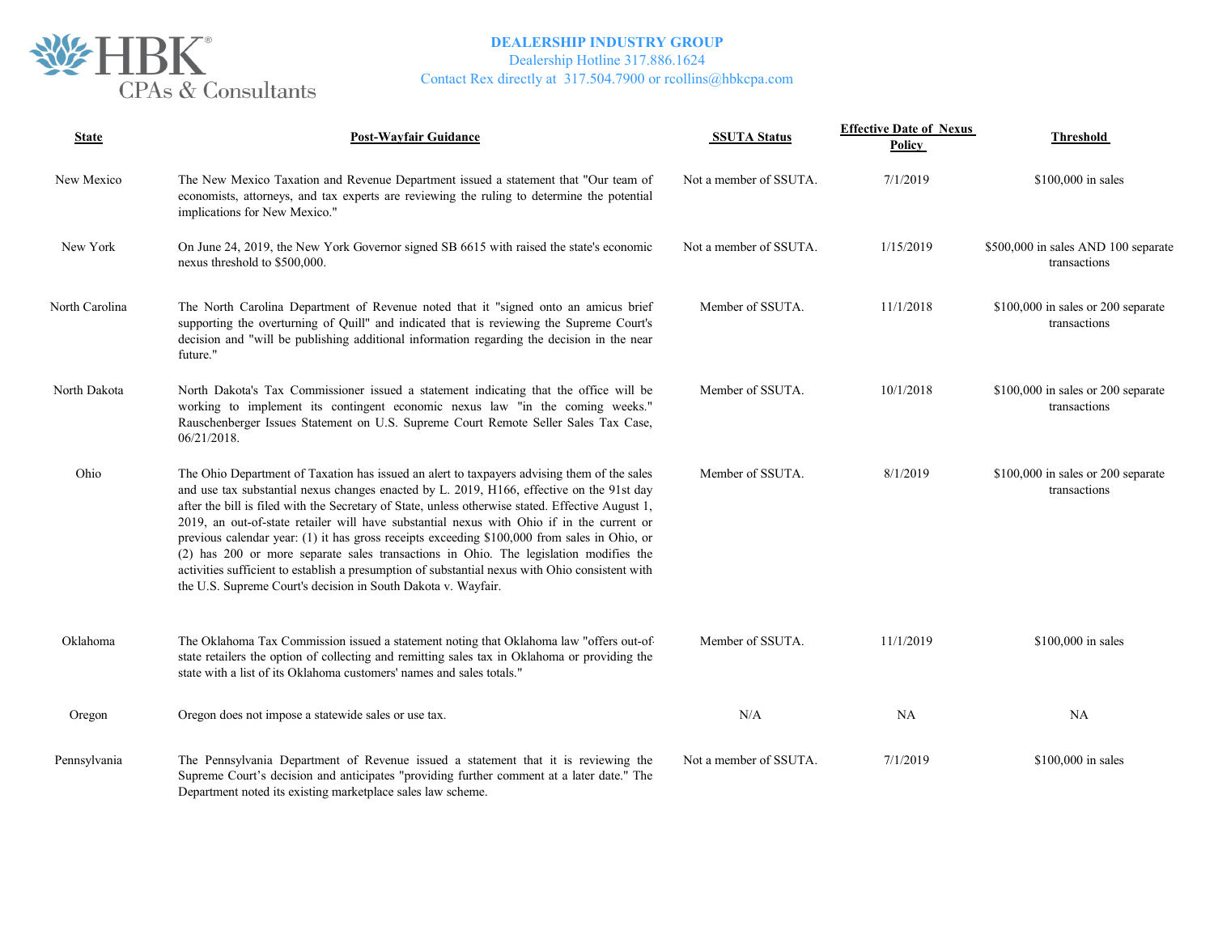**DEALERSHIP INDUSTRY GROUP**
Dealership Hotline 317.886.1624
Contact Rex directly at 317.504.7900 or rcollins@hbkcpa.com

| State | Post-Wayfair Guidance | SSUTA Status | Effective Date of Nexus Policy | Threshold |
|---|---|---|---|---|
| New Mexico | The New Mexico Taxation and Revenue Department issued a statement that "Our team of economists, attorneys, and tax experts are reviewing the ruling to determine the potential implications for New Mexico." | Not a member of SSUTA. | 7/1/2019 | $100,000 in sales |
| New York | On June 24, 2019, the New York Governor signed SB 6615 with raised the state's economic nexus threshold to $500,000. | Not a member of SSUTA. | 1/15/2019 | $500,000 in sales AND 100 separate transactions |
| North Carolina | The North Carolina Department of Revenue noted that it "signed onto an amicus brief supporting the overturning of Quill" and indicated that is reviewing the Supreme Court's decision and "will be publishing additional information regarding the decision in the near future." | Member of SSUTA. | 11/1/2018 | $100,000 in sales or 200 separate transactions |
| North Dakota | North Dakota's Tax Commissioner issued a statement indicating that the office will be working to implement its contingent economic nexus law "in the coming weeks." Rauschenberger Issues Statement on U.S. Supreme Court Remote Seller Sales Tax Case, 06/21/2018. | Member of SSUTA. | 10/1/2018 | $100,000 in sales or 200 separate transactions |
| Ohio | The Ohio Department of Taxation has issued an alert to taxpayers advising them of the sales and use tax substantial nexus changes enacted by L. 2019, H166, effective on the 91st day after the bill is filed with the Secretary of State, unless otherwise stated. Effective August 1, 2019, an out-of-state retailer will have substantial nexus with Ohio if in the current or previous calendar year: (1) it has gross receipts exceeding $100,000 from sales in Ohio, or (2) has 200 or more separate sales transactions in Ohio. The legislation modifies the activities sufficient to establish a presumption of substantial nexus with Ohio consistent with the U.S. Supreme Court's decision in South Dakota v. Wayfair. | Member of SSUTA. | 8/1/2019 | $100,000 in sales or 200 separate transactions |
| Oklahoma | The Oklahoma Tax Commission issued a statement noting that Oklahoma law "offers out-of-state retailers the option of collecting and remitting sales tax in Oklahoma or providing the state with a list of its Oklahoma customers' names and sales totals." | Member of SSUTA. | 11/1/2019 | $100,000 in sales |
| Oregon | Oregon does not impose a statewide sales or use tax. | N/A | NA | NA |
| Pennsylvania | The Pennsylvania Department of Revenue issued a statement that it is reviewing the Supreme Court's decision and anticipates "providing further comment at a later date." The Department noted its existing marketplace sales law scheme. | Not a member of SSUTA. | 7/1/2019 | $100,000 in sales |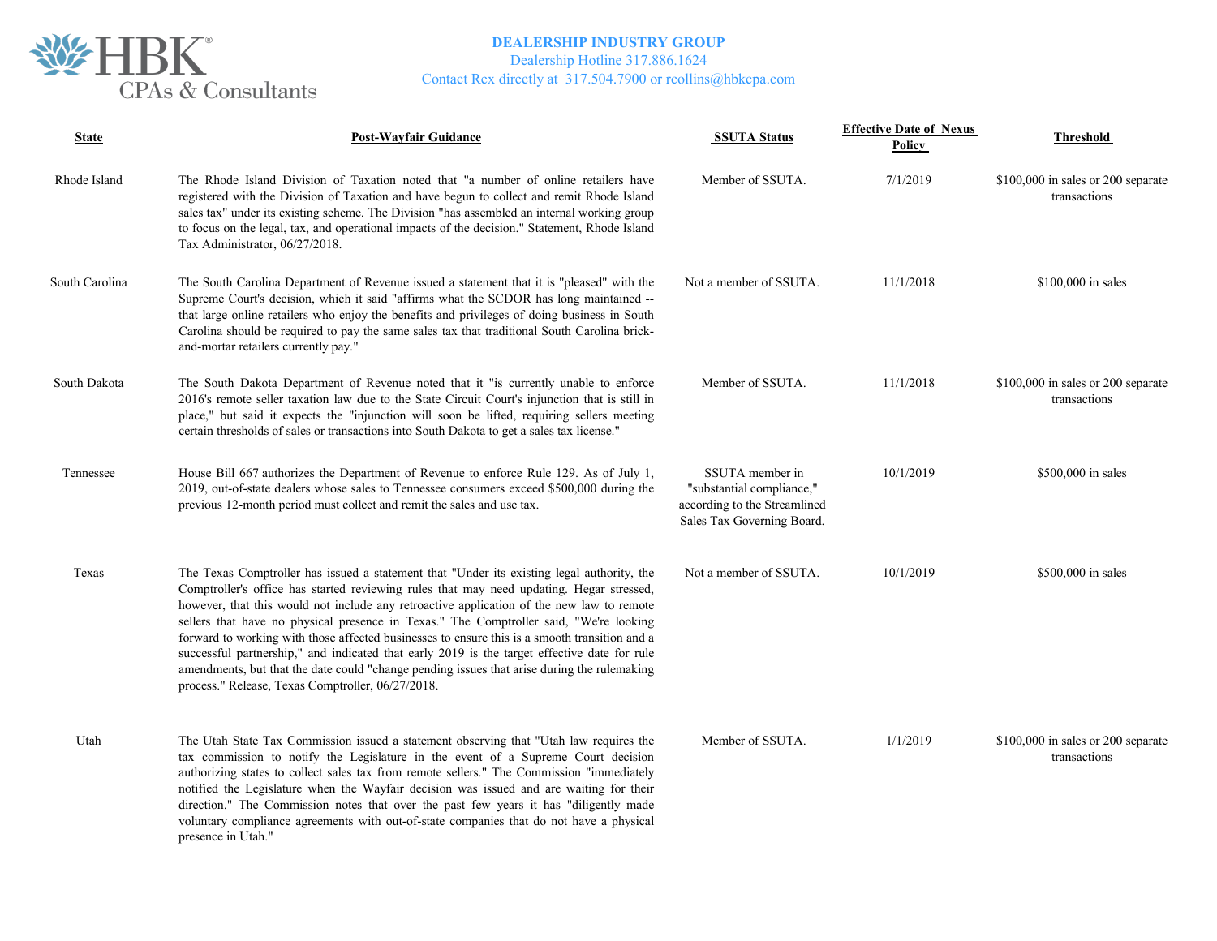**DEALERSHIP INDUSTRY GROUP**
Dealership Hotline 317.886.1624
Contact Rex directly at 317.504.7900 or rcollins@hbkcpa.com

| State | Post-Wayfair Guidance | SSUTA Status | Effective Date of Nexus Policy | Threshold |
|---|---|---|---|---|
| Rhode Island | The Rhode Island Division of Taxation noted that "a number of online retailers have registered with the Division of Taxation and have begun to collect and remit Rhode Island sales tax" under its existing scheme. The Division "has assembled an internal working group to focus on the legal, tax, and operational impacts of the decision." Statement, Rhode Island Tax Administrator, 06/27/2018. | Member of SSUTA. | 7/1/2019 | $100,000 in sales or 200 separate transactions |
| South Carolina | The South Carolina Department of Revenue issued a statement that it is "pleased" with the Supreme Court's decision, which it said "affirms what the SCDOR has long maintained -- that large online retailers who enjoy the benefits and privileges of doing business in South Carolina should be required to pay the same sales tax that traditional South Carolina brick-and-mortar retailers currently pay." | Not a member of SSUTA. | 11/1/2018 | $100,000 in sales |
| South Dakota | The South Dakota Department of Revenue noted that it "is currently unable to enforce 2016's remote seller taxation law due to the State Circuit Court's injunction that is still in place," but said it expects the "injunction will soon be lifted, requiring sellers meeting certain thresholds of sales or transactions into South Dakota to get a sales tax license." | Member of SSUTA. | 11/1/2018 | $100,000 in sales or 200 separate transactions |
| Tennessee | House Bill 667 authorizes the Department of Revenue to enforce Rule 129. As of July 1, 2019, out-of-state dealers whose sales to Tennessee consumers exceed $500,000 during the previous 12-month period must collect and remit the sales and use tax. | SSUTA member in "substantial compliance," according to the Streamlined Sales Tax Governing Board. | 10/1/2019 | $500,000 in sales |
| Texas | The Texas Comptroller has issued a statement that "Under its existing legal authority, the Comptroller's office has started reviewing rules that may need updating. Hegar stressed, however, that this would not include any retroactive application of the new law to remote sellers that have no physical presence in Texas." The Comptroller said, "We're looking forward to working with those affected businesses to ensure this is a smooth transition and a successful partnership," and indicated that early 2019 is the target effective date for rule amendments, but that the date could "change pending issues that arise during the rulemaking process." Release, Texas Comptroller, 06/27/2018. | Not a member of SSUTA. | 10/1/2019 | $500,000 in sales |
| Utah | The Utah State Tax Commission issued a statement observing that "Utah law requires the tax commission to notify the Legislature in the event of a Supreme Court decision authorizing states to collect sales tax from remote sellers." The Commission "immediately notified the Legislature when the Wayfair decision was issued and are waiting for their direction." The Commission notes that over the past few years it has "diligently made voluntary compliance agreements with out-of-state companies that do not have a physical presence in Utah." | Member of SSUTA. | 1/1/2019 | $100,000 in sales or 200 separate transactions |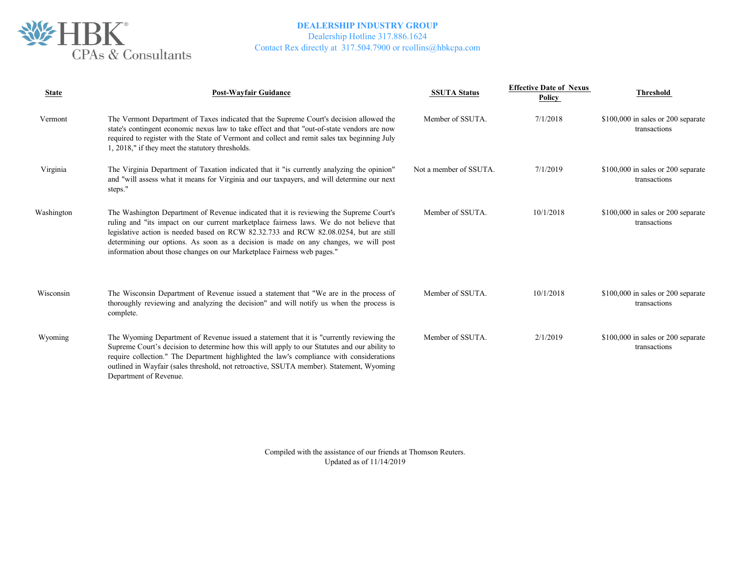**DEALERSHIP INDUSTRY GROUP**
Dealership Hotline 317.886.1624
Contact Rex directly at 317.504.7900 or rcollins@hbkcpa.com

| State | Post-Wayfair Guidance | SSUTA Status | Effective Date of Nexus Policy | Threshold |
|---|---|---|---|---|
| Vermont | The Vermont Department of Taxes indicated that the Supreme Court's decision allowed the state's contingent economic nexus law to take effect and that "out-of-state vendors are now required to register with the State of Vermont and collect and remit sales tax beginning July 1, 2018," if they meet the statutory thresholds. | Member of SSUTA. | 7/1/2018 | $100,000 in sales or 200 separate transactions |
| Virginia | The Virginia Department of Taxation indicated that it "is currently analyzing the opinion" and "will assess what it means for Virginia and our taxpayers, and will determine our next steps." | Not a member of SSUTA. | 7/1/2019 | $100,000 in sales or 200 separate transactions |
| Washington | The Washington Department of Revenue indicated that it is reviewing the Supreme Court's ruling and "its impact on our current marketplace fairness laws. We do not believe that legislative action is needed based on RCW 82.32.733 and RCW 82.08.0254, but are still determining our options. As soon as a decision is made on any changes, we will post information about those changes on our Marketplace Fairness web pages." | Member of SSUTA. | 10/1/2018 | $100,000 in sales or 200 separate transactions |
| Wisconsin | The Wisconsin Department of Revenue issued a statement that "We are in the process of thoroughly reviewing and analyzing the decision" and will notify us when the process is complete. | Member of SSUTA. | 10/1/2018 | $100,000 in sales or 200 separate transactions |
| Wyoming | The Wyoming Department of Revenue issued a statement that it is "currently reviewing the Supreme Court's decision to determine how this will apply to our Statutes and our ability to require collection." The Department highlighted the law's compliance with considerations outlined in Wayfair (sales threshold, not retroactive, SSUTA member). Statement, Wyoming Department of Revenue. | Member of SSUTA. | 2/1/2019 | $100,000 in sales or 200 separate transactions |

Compiled with the assistance of our friends at Thomson Reuters.
Updated as of 11/14/2019